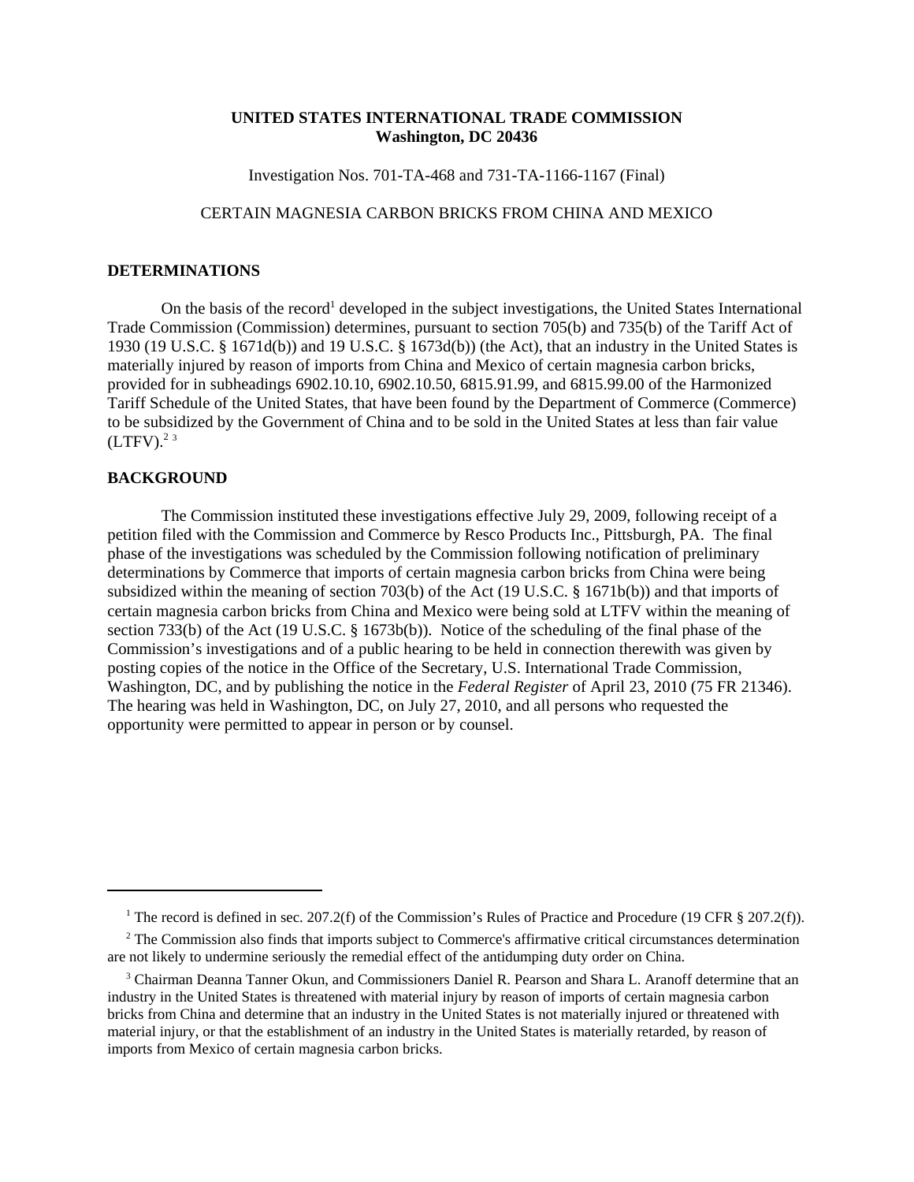**UNITED STATES INTERNATIONAL TRADE COMMISSION**
**Washington, DC 20436**

Investigation Nos. 701-TA-468 and 731-TA-1166-1167 (Final)

CERTAIN MAGNESIA CARBON BRICKS FROM CHINA AND MEXICO

## DETERMINATIONS

On the basis of the record[1] developed in the subject investigations, the United States International Trade Commission (Commission) determines, pursuant to section 705(b) and 735(b) of the Tariff Act of 1930 (19 U.S.C. § 1671d(b)) and 19 U.S.C. § 1673d(b)) (the Act), that an industry in the United States is materially injured by reason of imports from China and Mexico of certain magnesia carbon bricks, provided for in subheadings 6902.10.10, 6902.10.50, 6815.91.99, and 6815.99.00 of the Harmonized Tariff Schedule of the United States, that have been found by the Department of Commerce (Commerce) to be subsidized by the Government of China and to be sold in the United States at less than fair value (LTFV).[2] [3]

## BACKGROUND

The Commission instituted these investigations effective July 29, 2009, following receipt of a petition filed with the Commission and Commerce by Resco Products Inc., Pittsburgh, PA. The final phase of the investigations was scheduled by the Commission following notification of preliminary determinations by Commerce that imports of certain magnesia carbon bricks from China were being subsidized within the meaning of section 703(b) of the Act (19 U.S.C. § 1671b(b)) and that imports of certain magnesia carbon bricks from China and Mexico were being sold at LTFV within the meaning of section 733(b) of the Act (19 U.S.C. § 1673b(b)). Notice of the scheduling of the final phase of the Commission's investigations and of a public hearing to be held in connection therewith was given by posting copies of the notice in the Office of the Secretary, U.S. International Trade Commission, Washington, DC, and by publishing the notice in the *Federal Register* of April 23, 2010 (75 FR 21346). The hearing was held in Washington, DC, on July 27, 2010, and all persons who requested the opportunity were permitted to appear in person or by counsel.

---

[1] The record is defined in sec. 207.2(f) of the Commission's Rules of Practice and Procedure (19 CFR § 207.2(f)).

[2] The Commission also finds that imports subject to Commerce's affirmative critical circumstances determination are not likely to undermine seriously the remedial effect of the antidumping duty order on China.

[3] Chairman Deanna Tanner Okun, and Commissioners Daniel R. Pearson and Shara L. Aranoff determine that an industry in the United States is threatened with material injury by reason of imports of certain magnesia carbon bricks from China and determine that an industry in the United States is not materially injured or threatened with material injury, or that the establishment of an industry in the United States is materially retarded, by reason of imports from Mexico of certain magnesia carbon bricks.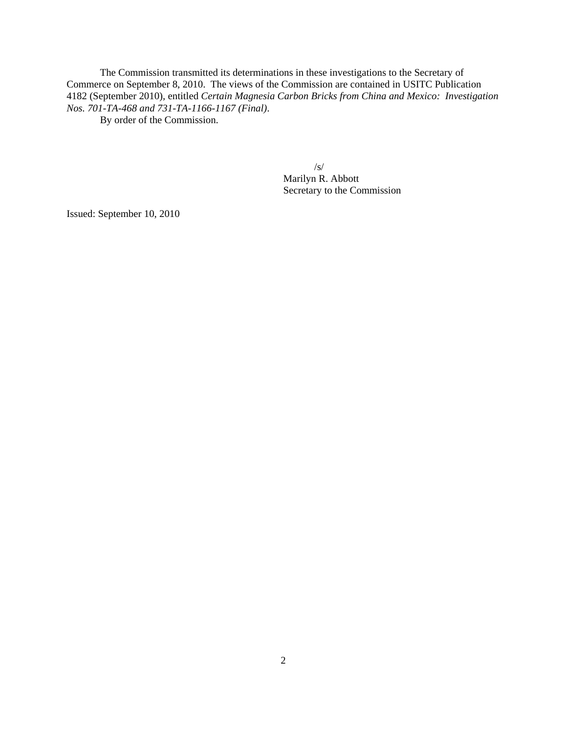The Commission transmitted its determinations in these investigations to the Secretary of Commerce on September 8, 2010. The views of the Commission are contained in USITC Publication 4182 (September 2010), entitled *Certain Magnesia Carbon Bricks from China and Mexico: Investigation Nos. 701-TA-468 and 731-TA-1166-1167 (Final)*.

By order of the Commission.

/s/
Marilyn R. Abbott
Secretary to the Commission

Issued: September 10, 2010